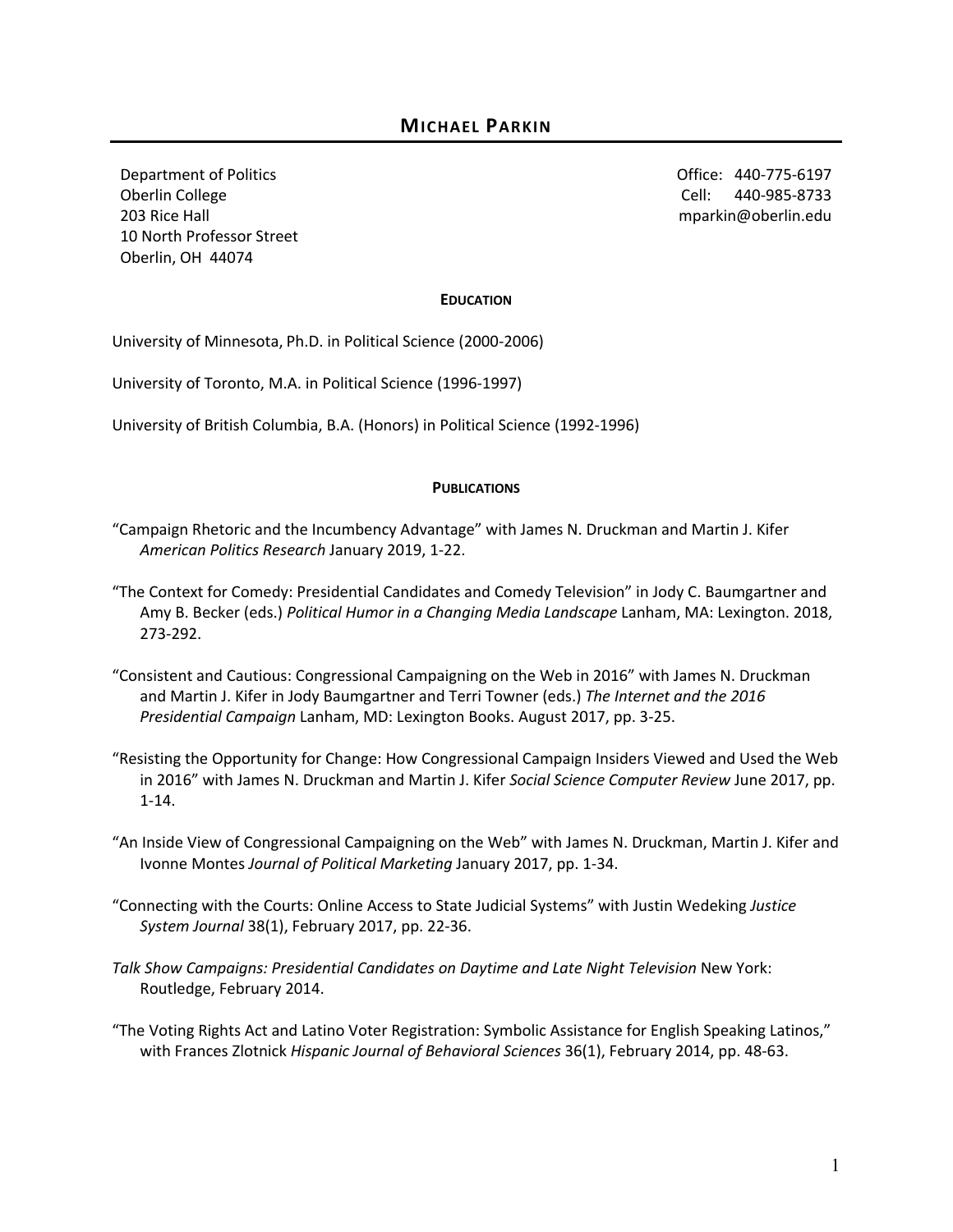# MICHAEL PARKIN

Department of Politics
Oberlin College
203 Rice Hall
10 North Professor Street
Oberlin, OH 44074

Office: 440-775-6197
Cell: 440-985-8733
mparkin@oberlin.edu

## EDUCATION

University of Minnesota, Ph.D. in Political Science (2000-2006)

University of Toronto, M.A. in Political Science (1996-1997)

University of British Columbia, B.A. (Honors) in Political Science (1992-1996)

## PUBLICATIONS

"Campaign Rhetoric and the Incumbency Advantage" with James N. Druckman and Martin J. Kifer *American Politics Research* January 2019, 1-22.

"The Context for Comedy: Presidential Candidates and Comedy Television" in Jody C. Baumgartner and Amy B. Becker (eds.) *Political Humor in a Changing Media Landscape* Lanham, MA: Lexington. 2018, 273-292.

"Consistent and Cautious: Congressional Campaigning on the Web in 2016" with James N. Druckman and Martin J. Kifer in Jody Baumgartner and Terri Towner (eds.) *The Internet and the 2016 Presidential Campaign* Lanham, MD: Lexington Books. August 2017, pp. 3-25.

"Resisting the Opportunity for Change: How Congressional Campaign Insiders Viewed and Used the Web in 2016" with James N. Druckman and Martin J. Kifer *Social Science Computer Review* June 2017, pp. 1-14.

"An Inside View of Congressional Campaigning on the Web" with James N. Druckman, Martin J. Kifer and Ivonne Montes *Journal of Political Marketing* January 2017, pp. 1-34.

"Connecting with the Courts: Online Access to State Judicial Systems" with Justin Wedeking *Justice System Journal* 38(1), February 2017, pp. 22-36.

*Talk Show Campaigns: Presidential Candidates on Daytime and Late Night Television* New York: Routledge, February 2014.

"The Voting Rights Act and Latino Voter Registration: Symbolic Assistance for English Speaking Latinos," with Frances Zlotnick *Hispanic Journal of Behavioral Sciences* 36(1), February 2014, pp. 48-63.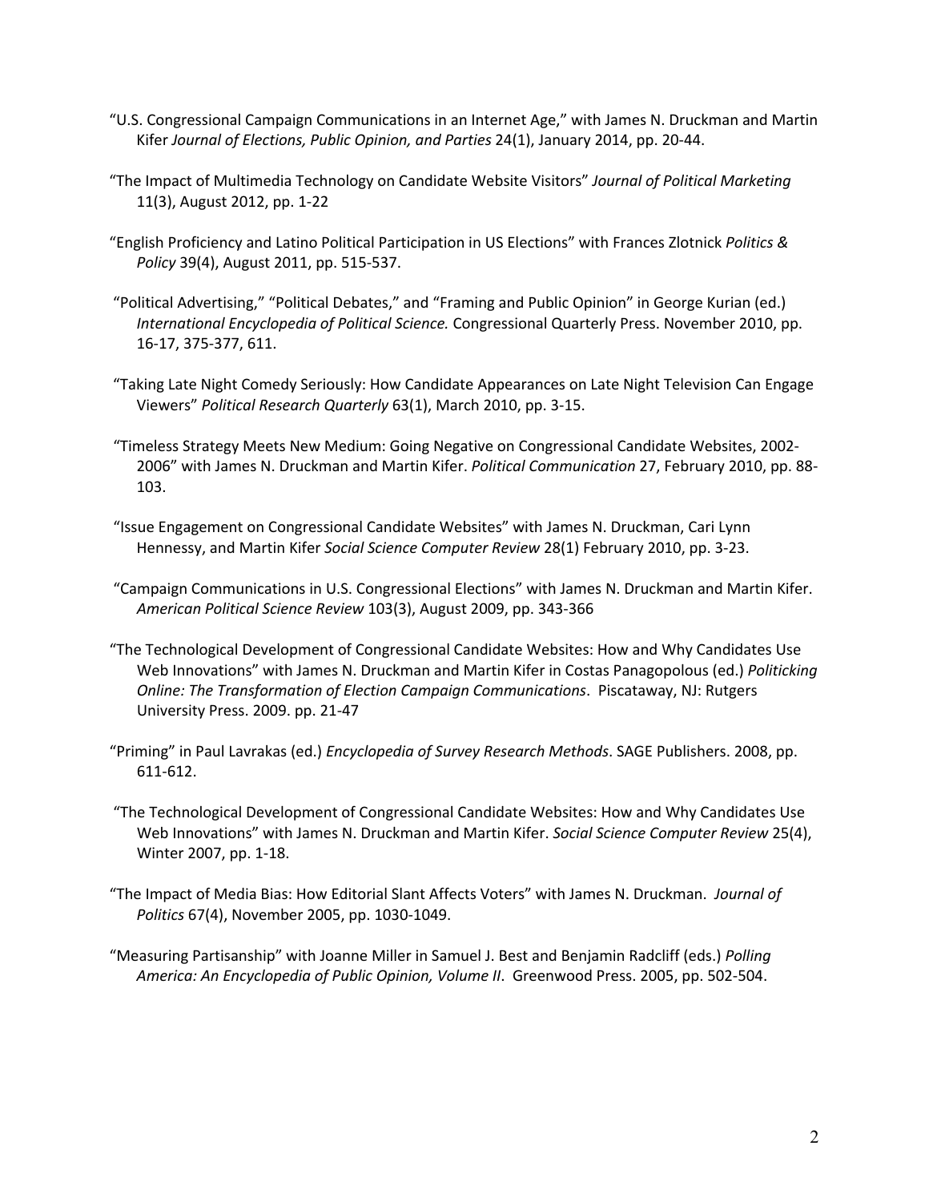"U.S. Congressional Campaign Communications in an Internet Age," with James N. Druckman and Martin Kifer *Journal of Elections, Public Opinion, and Parties* 24(1), January 2014, pp. 20-44.

"The Impact of Multimedia Technology on Candidate Website Visitors" *Journal of Political Marketing* 11(3), August 2012, pp. 1-22

"English Proficiency and Latino Political Participation in US Elections" with Frances Zlotnick *Politics & Policy* 39(4), August 2011, pp. 515-537.

"Political Advertising," "Political Debates," and "Framing and Public Opinion" in George Kurian (ed.) *International Encyclopedia of Political Science.* Congressional Quarterly Press. November 2010, pp. 16-17, 375-377, 611.

"Taking Late Night Comedy Seriously: How Candidate Appearances on Late Night Television Can Engage Viewers" *Political Research Quarterly* 63(1), March 2010, pp. 3-15.

"Timeless Strategy Meets New Medium: Going Negative on Congressional Candidate Websites, 2002-2006" with James N. Druckman and Martin Kifer. *Political Communication* 27, February 2010, pp. 88-103.

"Issue Engagement on Congressional Candidate Websites" with James N. Druckman, Cari Lynn Hennessy, and Martin Kifer *Social Science Computer Review* 28(1) February 2010, pp. 3-23.

"Campaign Communications in U.S. Congressional Elections" with James N. Druckman and Martin Kifer. *American Political Science Review* 103(3), August 2009, pp. 343-366

"The Technological Development of Congressional Candidate Websites: How and Why Candidates Use Web Innovations" with James N. Druckman and Martin Kifer in Costas Panagopolous (ed.) *Politicking Online: The Transformation of Election Campaign Communications*. Piscataway, NJ: Rutgers University Press. 2009. pp. 21-47

"Priming" in Paul Lavrakas (ed.) *Encyclopedia of Survey Research Methods*. SAGE Publishers. 2008, pp. 611-612.

"The Technological Development of Congressional Candidate Websites: How and Why Candidates Use Web Innovations" with James N. Druckman and Martin Kifer. *Social Science Computer Review* 25(4), Winter 2007, pp. 1-18.

"The Impact of Media Bias: How Editorial Slant Affects Voters" with James N. Druckman. *Journal of Politics* 67(4), November 2005, pp. 1030-1049.

"Measuring Partisanship" with Joanne Miller in Samuel J. Best and Benjamin Radcliff (eds.) *Polling America: An Encyclopedia of Public Opinion, Volume II*. Greenwood Press. 2005, pp. 502-504.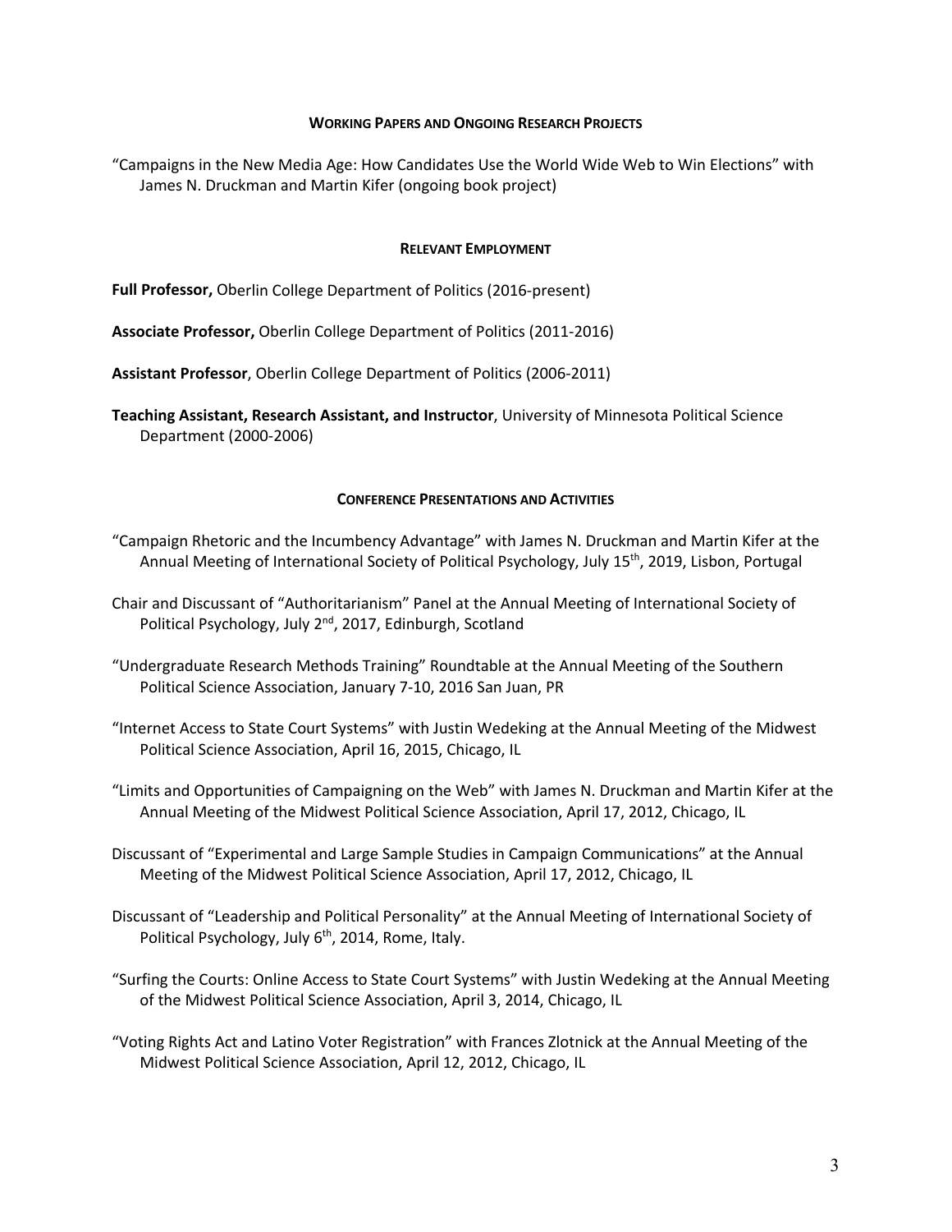## Working Papers and Ongoing Research Projects

"Campaigns in the New Media Age: How Candidates Use the World Wide Web to Win Elections" with James N. Druckman and Martin Kifer (ongoing book project)

## Relevant Employment

**Full Professor,** Oberlin College Department of Politics (2016-present)

**Associate Professor,** Oberlin College Department of Politics (2011-2016)

**Assistant Professor**, Oberlin College Department of Politics (2006-2011)

**Teaching Assistant, Research Assistant, and Instructor**, University of Minnesota Political Science Department (2000-2006)

## Conference Presentations and Activities

"Campaign Rhetoric and the Incumbency Advantage" with James N. Druckman and Martin Kifer at the Annual Meeting of International Society of Political Psychology, July 15th, 2019, Lisbon, Portugal

Chair and Discussant of "Authoritarianism" Panel at the Annual Meeting of International Society of Political Psychology, July 2nd, 2017, Edinburgh, Scotland

"Undergraduate Research Methods Training" Roundtable at the Annual Meeting of the Southern Political Science Association, January 7-10, 2016 San Juan, PR

"Internet Access to State Court Systems" with Justin Wedeking at the Annual Meeting of the Midwest Political Science Association, April 16, 2015, Chicago, IL

"Limits and Opportunities of Campaigning on the Web" with James N. Druckman and Martin Kifer at the Annual Meeting of the Midwest Political Science Association, April 17, 2012, Chicago, IL

Discussant of "Experimental and Large Sample Studies in Campaign Communications" at the Annual Meeting of the Midwest Political Science Association, April 17, 2012, Chicago, IL

Discussant of "Leadership and Political Personality" at the Annual Meeting of International Society of Political Psychology, July 6th, 2014, Rome, Italy.

"Surfing the Courts: Online Access to State Court Systems" with Justin Wedeking at the Annual Meeting of the Midwest Political Science Association, April 3, 2014, Chicago, IL

"Voting Rights Act and Latino Voter Registration" with Frances Zlotnick at the Annual Meeting of the Midwest Political Science Association, April 12, 2012, Chicago, IL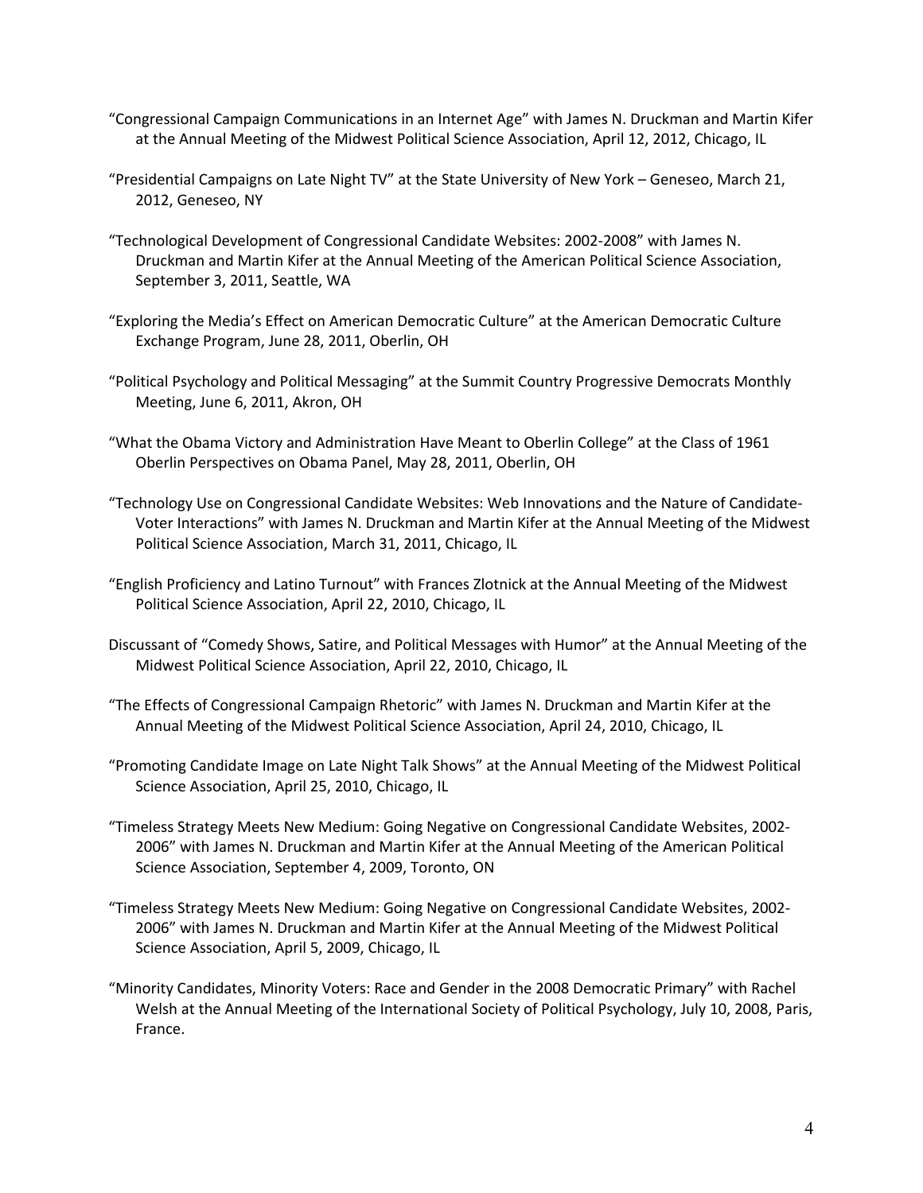"Congressional Campaign Communications in an Internet Age" with James N. Druckman and Martin Kifer at the Annual Meeting of the Midwest Political Science Association, April 12, 2012, Chicago, IL

"Presidential Campaigns on Late Night TV" at the State University of New York – Geneseo, March 21, 2012, Geneseo, NY

"Technological Development of Congressional Candidate Websites: 2002-2008" with James N. Druckman and Martin Kifer at the Annual Meeting of the American Political Science Association, September 3, 2011, Seattle, WA

"Exploring the Media's Effect on American Democratic Culture" at the American Democratic Culture Exchange Program, June 28, 2011, Oberlin, OH

"Political Psychology and Political Messaging" at the Summit Country Progressive Democrats Monthly Meeting, June 6, 2011, Akron, OH

"What the Obama Victory and Administration Have Meant to Oberlin College" at the Class of 1961 Oberlin Perspectives on Obama Panel, May 28, 2011, Oberlin, OH

"Technology Use on Congressional Candidate Websites: Web Innovations and the Nature of Candidate-Voter Interactions" with James N. Druckman and Martin Kifer at the Annual Meeting of the Midwest Political Science Association, March 31, 2011, Chicago, IL

"English Proficiency and Latino Turnout" with Frances Zlotnick at the Annual Meeting of the Midwest Political Science Association, April 22, 2010, Chicago, IL

Discussant of "Comedy Shows, Satire, and Political Messages with Humor" at the Annual Meeting of the Midwest Political Science Association, April 22, 2010, Chicago, IL

"The Effects of Congressional Campaign Rhetoric" with James N. Druckman and Martin Kifer at the Annual Meeting of the Midwest Political Science Association, April 24, 2010, Chicago, IL

"Promoting Candidate Image on Late Night Talk Shows" at the Annual Meeting of the Midwest Political Science Association, April 25, 2010, Chicago, IL

"Timeless Strategy Meets New Medium: Going Negative on Congressional Candidate Websites, 2002-2006" with James N. Druckman and Martin Kifer at the Annual Meeting of the American Political Science Association, September 4, 2009, Toronto, ON

"Timeless Strategy Meets New Medium: Going Negative on Congressional Candidate Websites, 2002-2006" with James N. Druckman and Martin Kifer at the Annual Meeting of the Midwest Political Science Association, April 5, 2009, Chicago, IL

"Minority Candidates, Minority Voters: Race and Gender in the 2008 Democratic Primary" with Rachel Welsh at the Annual Meeting of the International Society of Political Psychology, July 10, 2008, Paris, France.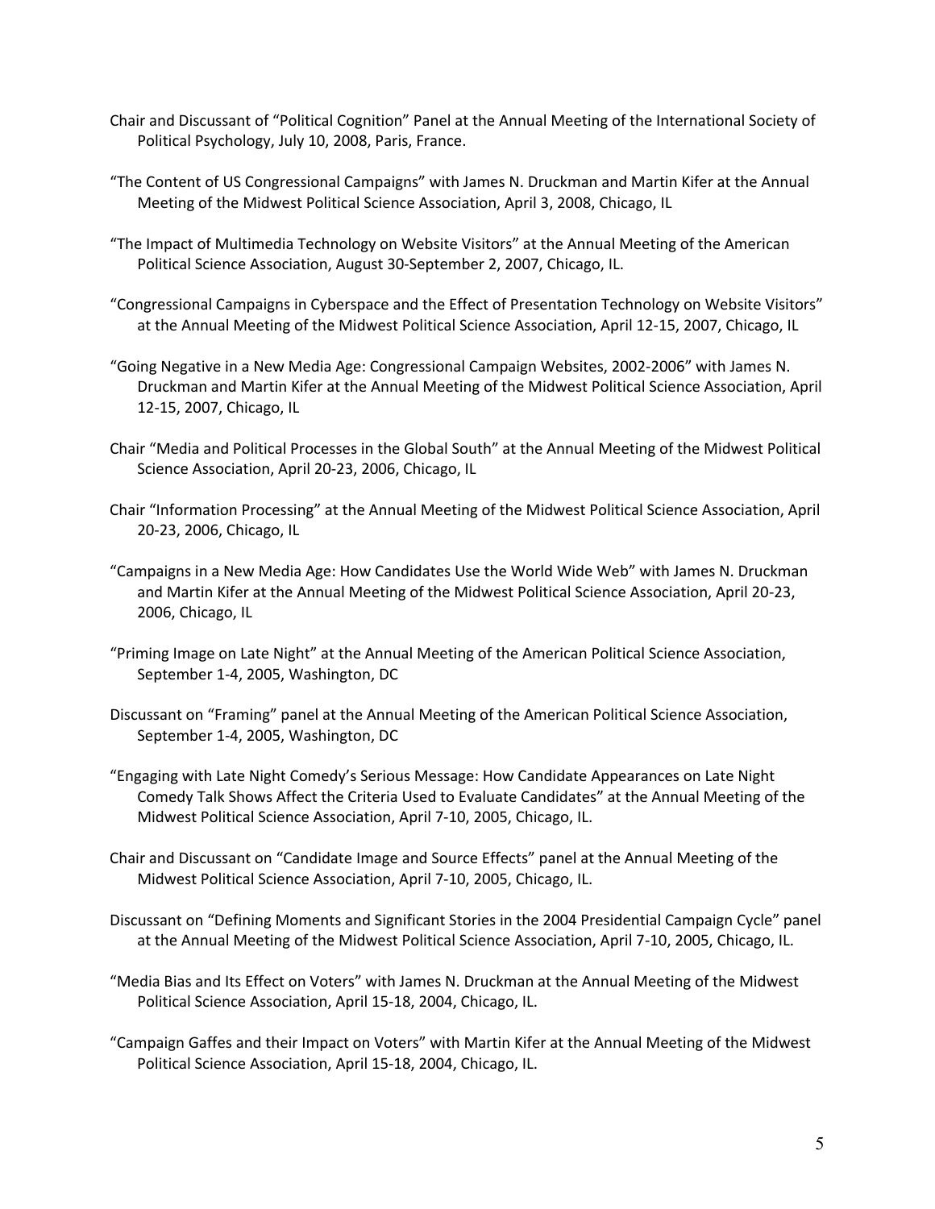Chair and Discussant of “Political Cognition” Panel at the Annual Meeting of the International Society of Political Psychology, July 10, 2008, Paris, France.

“The Content of US Congressional Campaigns” with James N. Druckman and Martin Kifer at the Annual Meeting of the Midwest Political Science Association, April 3, 2008, Chicago, IL

“The Impact of Multimedia Technology on Website Visitors” at the Annual Meeting of the American Political Science Association, August 30-September 2, 2007, Chicago, IL.

“Congressional Campaigns in Cyberspace and the Effect of Presentation Technology on Website Visitors” at the Annual Meeting of the Midwest Political Science Association, April 12-15, 2007, Chicago, IL

“Going Negative in a New Media Age: Congressional Campaign Websites, 2002-2006” with James N. Druckman and Martin Kifer at the Annual Meeting of the Midwest Political Science Association, April 12-15, 2007, Chicago, IL

Chair “Media and Political Processes in the Global South” at the Annual Meeting of the Midwest Political Science Association, April 20-23, 2006, Chicago, IL

Chair “Information Processing” at the Annual Meeting of the Midwest Political Science Association, April 20-23, 2006, Chicago, IL

“Campaigns in a New Media Age: How Candidates Use the World Wide Web” with James N. Druckman and Martin Kifer at the Annual Meeting of the Midwest Political Science Association, April 20-23, 2006, Chicago, IL

“Priming Image on Late Night” at the Annual Meeting of the American Political Science Association, September 1-4, 2005, Washington, DC

Discussant on “Framing” panel at the Annual Meeting of the American Political Science Association, September 1-4, 2005, Washington, DC

“Engaging with Late Night Comedy’s Serious Message: How Candidate Appearances on Late Night Comedy Talk Shows Affect the Criteria Used to Evaluate Candidates” at the Annual Meeting of the Midwest Political Science Association, April 7-10, 2005, Chicago, IL.

Chair and Discussant on “Candidate Image and Source Effects” panel at the Annual Meeting of the Midwest Political Science Association, April 7-10, 2005, Chicago, IL.

Discussant on “Defining Moments and Significant Stories in the 2004 Presidential Campaign Cycle” panel at the Annual Meeting of the Midwest Political Science Association, April 7-10, 2005, Chicago, IL.

“Media Bias and Its Effect on Voters” with James N. Druckman at the Annual Meeting of the Midwest Political Science Association, April 15-18, 2004, Chicago, IL.

“Campaign Gaffes and their Impact on Voters” with Martin Kifer at the Annual Meeting of the Midwest Political Science Association, April 15-18, 2004, Chicago, IL.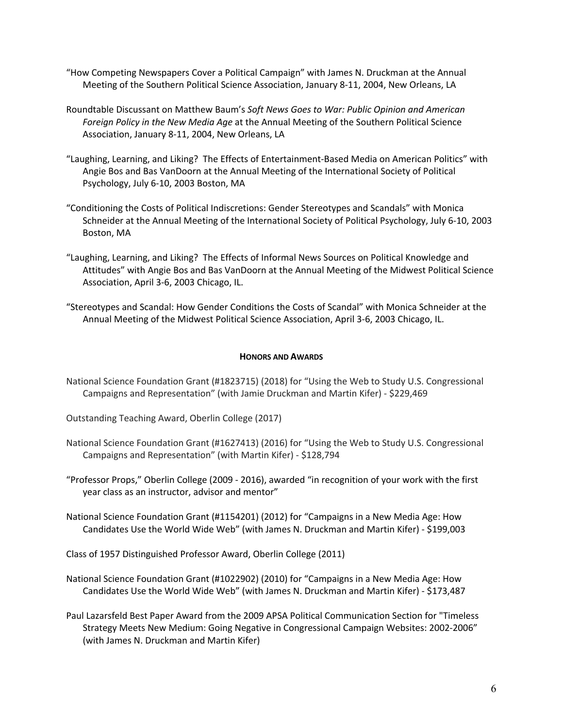"How Competing Newspapers Cover a Political Campaign" with James N. Druckman at the Annual Meeting of the Southern Political Science Association, January 8-11, 2004, New Orleans, LA

Roundtable Discussant on Matthew Baum's *Soft News Goes to War: Public Opinion and American Foreign Policy in the New Media Age* at the Annual Meeting of the Southern Political Science Association, January 8-11, 2004, New Orleans, LA

"Laughing, Learning, and Liking? The Effects of Entertainment-Based Media on American Politics" with Angie Bos and Bas VanDoorn at the Annual Meeting of the International Society of Political Psychology, July 6-10, 2003 Boston, MA

"Conditioning the Costs of Political Indiscretions: Gender Stereotypes and Scandals" with Monica Schneider at the Annual Meeting of the International Society of Political Psychology, July 6-10, 2003 Boston, MA

"Laughing, Learning, and Liking? The Effects of Informal News Sources on Political Knowledge and Attitudes" with Angie Bos and Bas VanDoorn at the Annual Meeting of the Midwest Political Science Association, April 3-6, 2003 Chicago, IL.

"Stereotypes and Scandal: How Gender Conditions the Costs of Scandal" with Monica Schneider at the Annual Meeting of the Midwest Political Science Association, April 3-6, 2003 Chicago, IL.

## HONORS AND AWARDS

National Science Foundation Grant (#1823715) (2018) for "Using the Web to Study U.S. Congressional Campaigns and Representation" (with Jamie Druckman and Martin Kifer) - $229,469

Outstanding Teaching Award, Oberlin College (2017)

National Science Foundation Grant (#1627413) (2016) for "Using the Web to Study U.S. Congressional Campaigns and Representation" (with Martin Kifer) - $128,794

"Professor Props," Oberlin College (2009 - 2016), awarded "in recognition of your work with the first year class as an instructor, advisor and mentor"

National Science Foundation Grant (#1154201) (2012) for "Campaigns in a New Media Age: How Candidates Use the World Wide Web" (with James N. Druckman and Martin Kifer) - $199,003

Class of 1957 Distinguished Professor Award, Oberlin College (2011)

National Science Foundation Grant (#1022902) (2010) for "Campaigns in a New Media Age: How Candidates Use the World Wide Web" (with James N. Druckman and Martin Kifer) - $173,487

Paul Lazarsfeld Best Paper Award from the 2009 APSA Political Communication Section for "Timeless Strategy Meets New Medium: Going Negative in Congressional Campaign Websites: 2002-2006" (with James N. Druckman and Martin Kifer)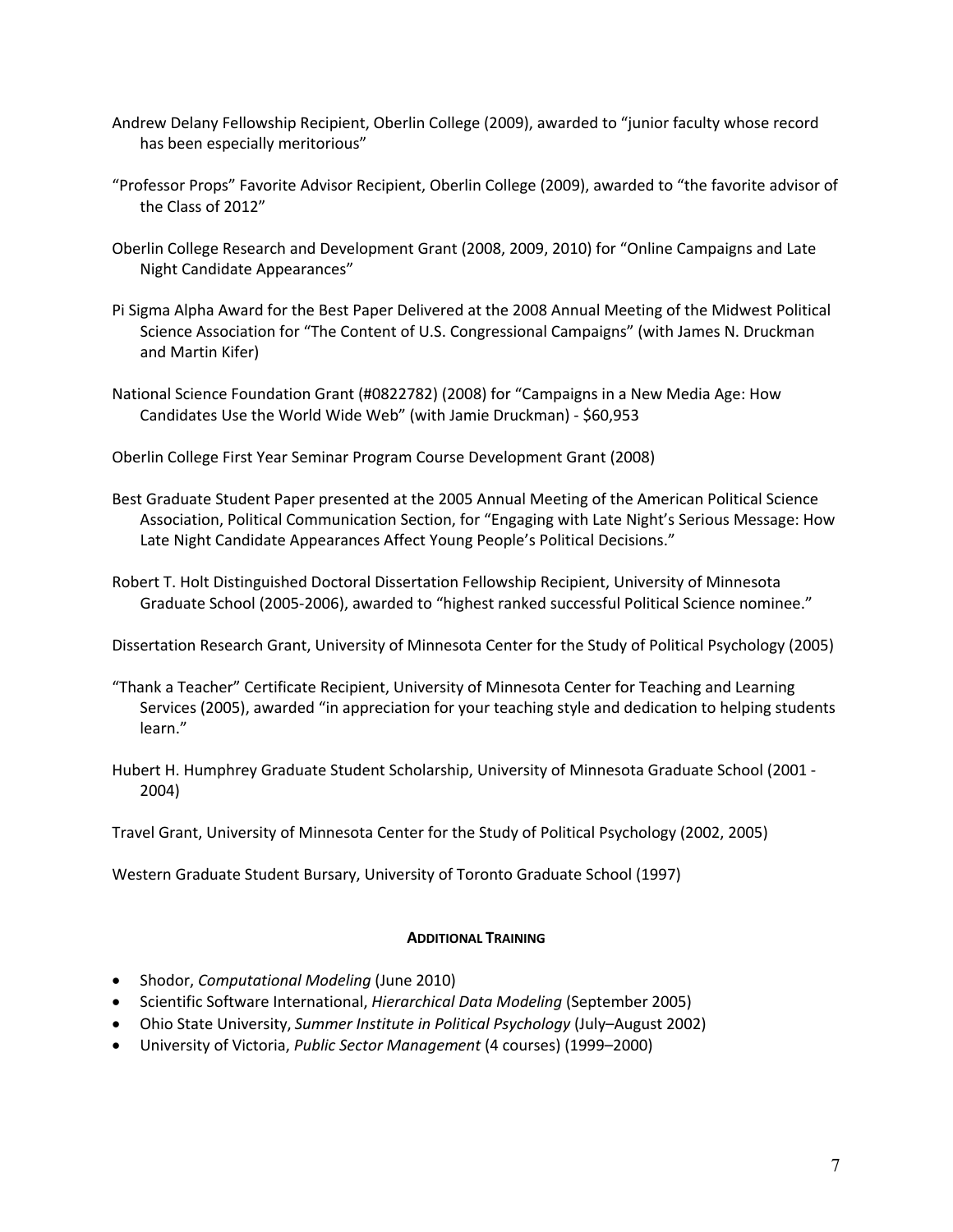Andrew Delany Fellowship Recipient, Oberlin College (2009), awarded to "junior faculty whose record has been especially meritorious"

"Professor Props" Favorite Advisor Recipient, Oberlin College (2009), awarded to "the favorite advisor of the Class of 2012"

Oberlin College Research and Development Grant (2008, 2009, 2010) for "Online Campaigns and Late Night Candidate Appearances"

Pi Sigma Alpha Award for the Best Paper Delivered at the 2008 Annual Meeting of the Midwest Political Science Association for "The Content of U.S. Congressional Campaigns" (with James N. Druckman and Martin Kifer)

National Science Foundation Grant (#0822782) (2008) for "Campaigns in a New Media Age: How Candidates Use the World Wide Web" (with Jamie Druckman) - $60,953

Oberlin College First Year Seminar Program Course Development Grant (2008)

Best Graduate Student Paper presented at the 2005 Annual Meeting of the American Political Science Association, Political Communication Section, for "Engaging with Late Night's Serious Message: How Late Night Candidate Appearances Affect Young People's Political Decisions."

Robert T. Holt Distinguished Doctoral Dissertation Fellowship Recipient, University of Minnesota Graduate School (2005-2006), awarded to "highest ranked successful Political Science nominee."

Dissertation Research Grant, University of Minnesota Center for the Study of Political Psychology (2005)

"Thank a Teacher" Certificate Recipient, University of Minnesota Center for Teaching and Learning Services (2005), awarded "in appreciation for your teaching style and dedication to helping students learn."

Hubert H. Humphrey Graduate Student Scholarship, University of Minnesota Graduate School (2001 - 2004)

Travel Grant, University of Minnesota Center for the Study of Political Psychology (2002, 2005)

Western Graduate Student Bursary, University of Toronto Graduate School (1997)

## **Additional Training**

- Shodor, *Computational Modeling* (June 2010)
- Scientific Software International, *Hierarchical Data Modeling* (September 2005)
- Ohio State University, *Summer Institute in Political Psychology* (July–August 2002)
- University of Victoria, *Public Sector Management* (4 courses) (1999–2000)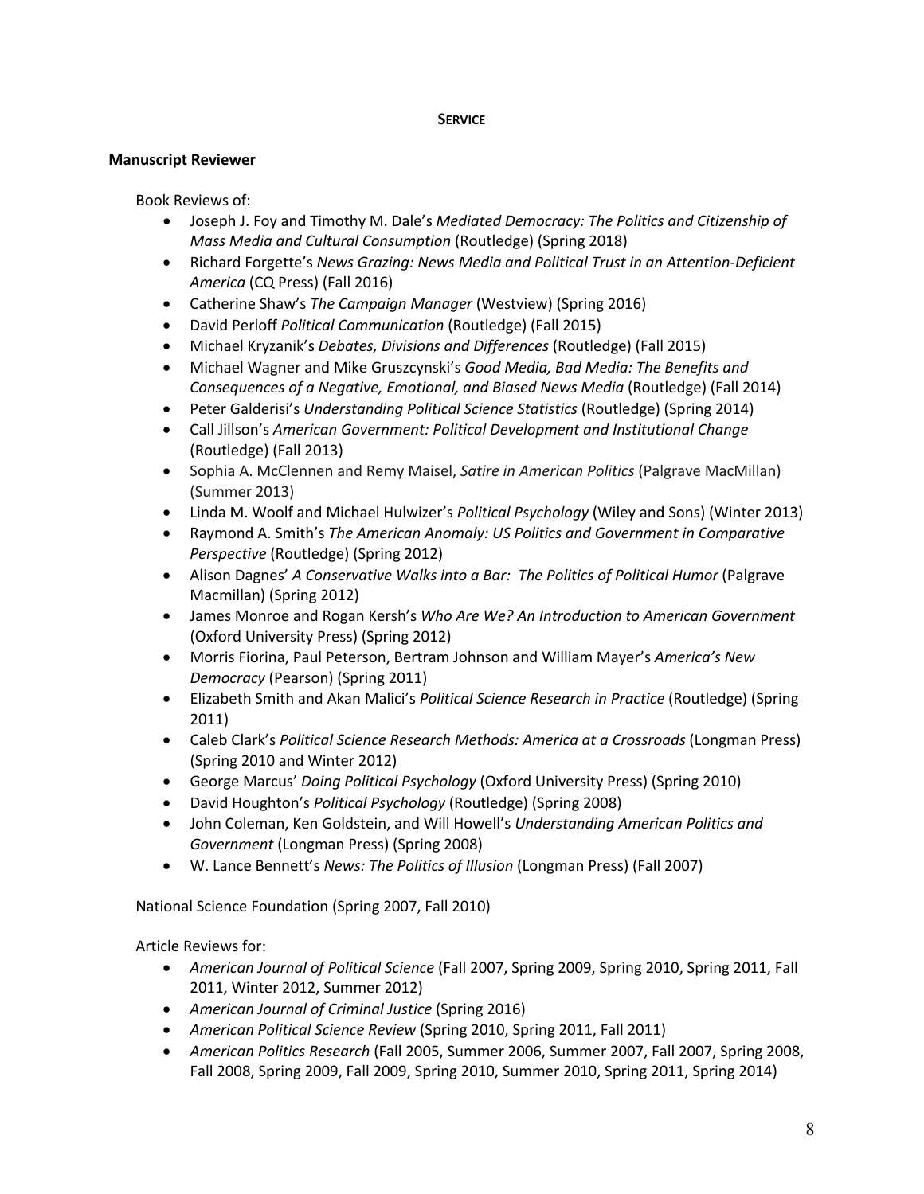## SERVICE

### Manuscript Reviewer

Book Reviews of:

- Joseph J. Foy and Timothy M. Dale's *Mediated Democracy: The Politics and Citizenship of Mass Media and Cultural Consumption* (Routledge) (Spring 2018)
- Richard Forgette's *News Grazing: News Media and Political Trust in an Attention-Deficient America* (CQ Press) (Fall 2016)
- Catherine Shaw's *The Campaign Manager* (Westview) (Spring 2016)
- David Perloff *Political Communication* (Routledge) (Fall 2015)
- Michael Kryzanik's *Debates, Divisions and Differences* (Routledge) (Fall 2015)
- Michael Wagner and Mike Gruszcynski's *Good Media, Bad Media: The Benefits and Consequences of a Negative, Emotional, and Biased News Media* (Routledge) (Fall 2014)
- Peter Galderisi's *Understanding Political Science Statistics* (Routledge) (Spring 2014)
- Call Jillson's *American Government: Political Development and Institutional Change* (Routledge) (Fall 2013)
- Sophia A. McClennen and Remy Maisel, *Satire in American Politics* (Palgrave MacMillan) (Summer 2013)
- Linda M. Woolf and Michael Hulwizer's *Political Psychology* (Wiley and Sons) (Winter 2013)
- Raymond A. Smith's *The American Anomaly: US Politics and Government in Comparative Perspective* (Routledge) (Spring 2012)
- Alison Dagnes' *A Conservative Walks into a Bar: The Politics of Political Humor* (Palgrave Macmillan) (Spring 2012)
- James Monroe and Rogan Kersh's *Who Are We? An Introduction to American Government* (Oxford University Press) (Spring 2012)
- Morris Fiorina, Paul Peterson, Bertram Johnson and William Mayer's *America's New Democracy* (Pearson) (Spring 2011)
- Elizabeth Smith and Akan Malici's *Political Science Research in Practice* (Routledge) (Spring 2011)
- Caleb Clark's *Political Science Research Methods: America at a Crossroads* (Longman Press) (Spring 2010 and Winter 2012)
- George Marcus' *Doing Political Psychology* (Oxford University Press) (Spring 2010)
- David Houghton's *Political Psychology* (Routledge) (Spring 2008)
- John Coleman, Ken Goldstein, and Will Howell's *Understanding American Politics and Government* (Longman Press) (Spring 2008)
- W. Lance Bennett's *News: The Politics of Illusion* (Longman Press) (Fall 2007)

National Science Foundation (Spring 2007, Fall 2010)

Article Reviews for:

- *American Journal of Political Science* (Fall 2007, Spring 2009, Spring 2010, Spring 2011, Fall 2011, Winter 2012, Summer 2012)
- *American Journal of Criminal Justice* (Spring 2016)
- *American Political Science Review* (Spring 2010, Spring 2011, Fall 2011)
- *American Politics Research* (Fall 2005, Summer 2006, Summer 2007, Fall 2007, Spring 2008, Fall 2008, Spring 2009, Fall 2009, Spring 2010, Summer 2010, Spring 2011, Spring 2014)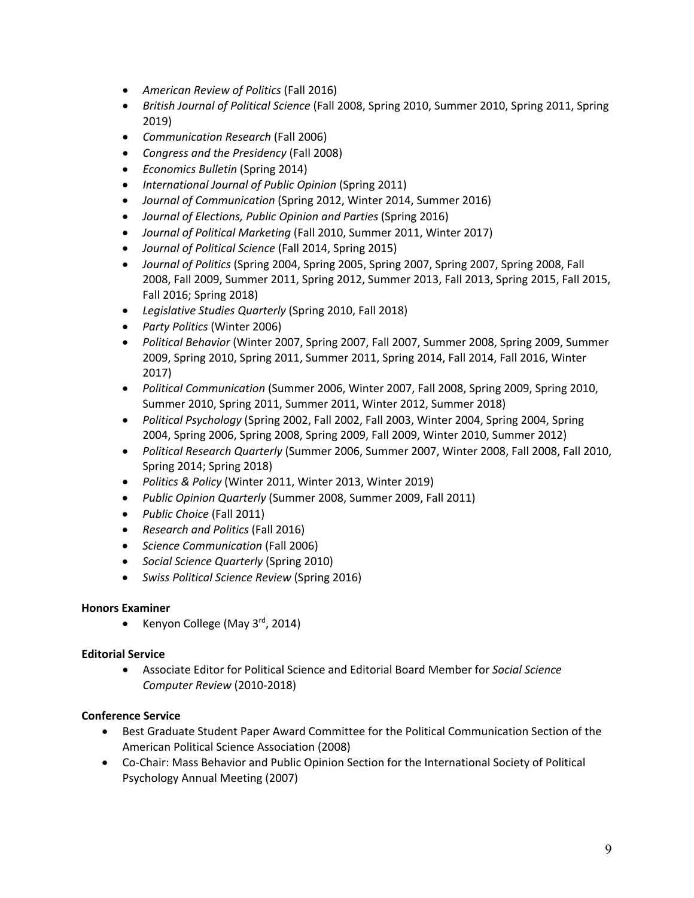- *American Review of Politics* (Fall 2016)
- *British Journal of Political Science* (Fall 2008, Spring 2010, Summer 2010, Spring 2011, Spring 2019)
- *Communication Research* (Fall 2006)
- *Congress and the Presidency* (Fall 2008)
- *Economics Bulletin* (Spring 2014)
- *International Journal of Public Opinion* (Spring 2011)
- *Journal of Communication* (Spring 2012, Winter 2014, Summer 2016)
- *Journal of Elections, Public Opinion and Parties* (Spring 2016)
- *Journal of Political Marketing* (Fall 2010, Summer 2011, Winter 2017)
- *Journal of Political Science* (Fall 2014, Spring 2015)
- *Journal of Politics* (Spring 2004, Spring 2005, Spring 2007, Spring 2007, Spring 2008, Fall 2008, Fall 2009, Summer 2011, Spring 2012, Summer 2013, Fall 2013, Spring 2015, Fall 2015, Fall 2016; Spring 2018)
- *Legislative Studies Quarterly* (Spring 2010, Fall 2018)
- *Party Politics* (Winter 2006)
- *Political Behavior* (Winter 2007, Spring 2007, Fall 2007, Summer 2008, Spring 2009, Summer 2009, Spring 2010, Spring 2011, Summer 2011, Spring 2014, Fall 2014, Fall 2016, Winter 2017)
- *Political Communication* (Summer 2006, Winter 2007, Fall 2008, Spring 2009, Spring 2010, Summer 2010, Spring 2011, Summer 2011, Winter 2012, Summer 2018)
- *Political Psychology* (Spring 2002, Fall 2002, Fall 2003, Winter 2004, Spring 2004, Spring 2004, Spring 2006, Spring 2008, Spring 2009, Fall 2009, Winter 2010, Summer 2012)
- *Political Research Quarterly* (Summer 2006, Summer 2007, Winter 2008, Fall 2008, Fall 2010, Spring 2014; Spring 2018)
- *Politics & Policy* (Winter 2011, Winter 2013, Winter 2019)
- *Public Opinion Quarterly* (Summer 2008, Summer 2009, Fall 2011)
- *Public Choice* (Fall 2011)
- *Research and Politics* (Fall 2016)
- *Science Communication* (Fall 2006)
- *Social Science Quarterly* (Spring 2010)
- *Swiss Political Science Review* (Spring 2016)

**Honors Examiner**

- Kenyon College (May 3rd, 2014)

**Editorial Service**

- Associate Editor for Political Science and Editorial Board Member for *Social Science Computer Review* (2010-2018)

**Conference Service**

- Best Graduate Student Paper Award Committee for the Political Communication Section of the American Political Science Association (2008)
- Co-Chair: Mass Behavior and Public Opinion Section for the International Society of Political Psychology Annual Meeting (2007)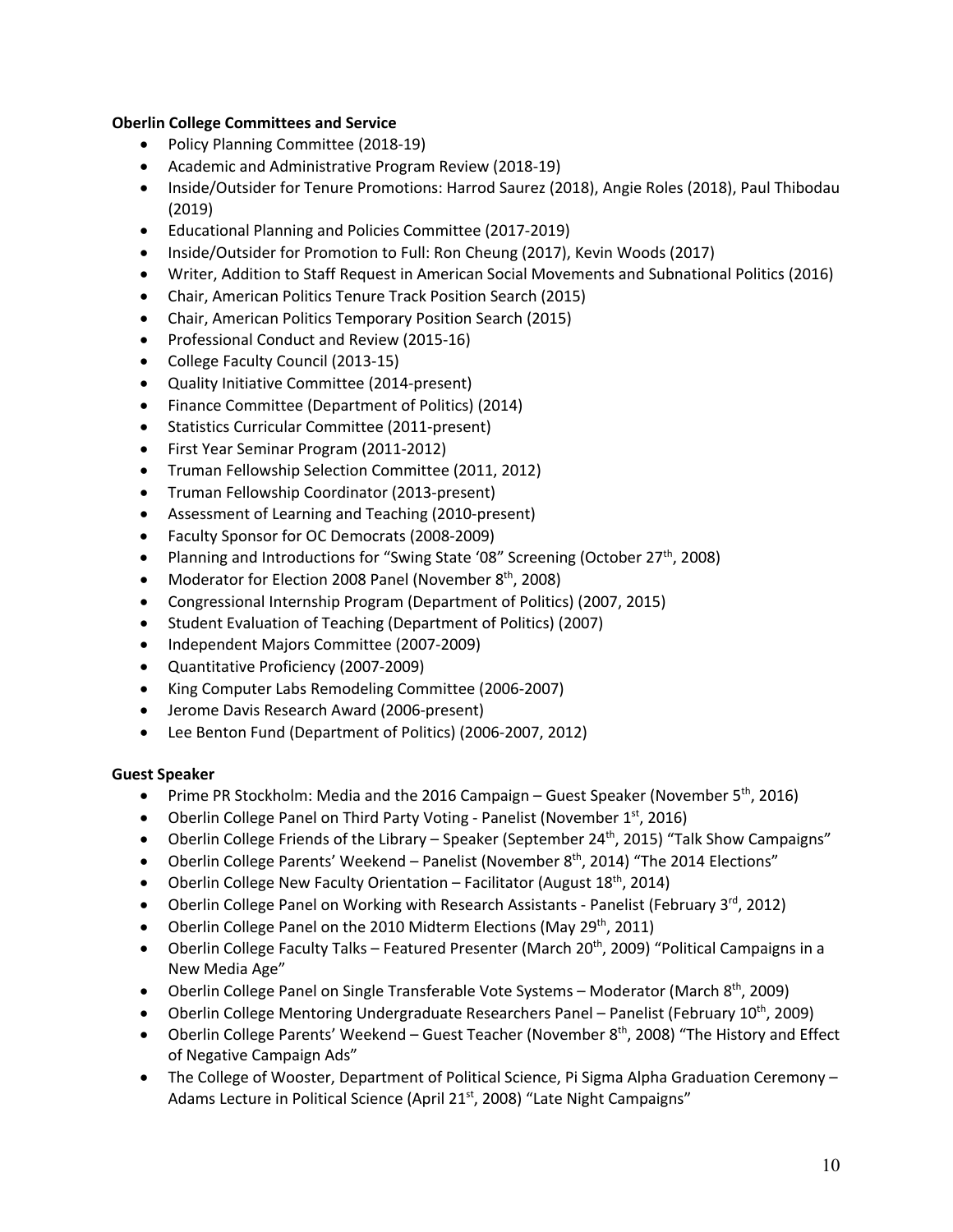**Oberlin College Committees and Service**

- Policy Planning Committee (2018-19)
- Academic and Administrative Program Review (2018-19)
- Inside/Outsider for Tenure Promotions: Harrod Saurez (2018), Angie Roles (2018), Paul Thibodau (2019)
- Educational Planning and Policies Committee (2017-2019)
- Inside/Outsider for Promotion to Full: Ron Cheung (2017), Kevin Woods (2017)
- Writer, Addition to Staff Request in American Social Movements and Subnational Politics (2016)
- Chair, American Politics Tenure Track Position Search (2015)
- Chair, American Politics Temporary Position Search (2015)
- Professional Conduct and Review (2015-16)
- College Faculty Council (2013-15)
- Quality Initiative Committee (2014-present)
- Finance Committee (Department of Politics) (2014)
- Statistics Curricular Committee (2011-present)
- First Year Seminar Program (2011-2012)
- Truman Fellowship Selection Committee (2011, 2012)
- Truman Fellowship Coordinator (2013-present)
- Assessment of Learning and Teaching (2010-present)
- Faculty Sponsor for OC Democrats (2008-2009)
- Planning and Introductions for "Swing State '08" Screening (October 27th, 2008)
- Moderator for Election 2008 Panel (November 8th, 2008)
- Congressional Internship Program (Department of Politics) (2007, 2015)
- Student Evaluation of Teaching (Department of Politics) (2007)
- Independent Majors Committee (2007-2009)
- Quantitative Proficiency (2007-2009)
- King Computer Labs Remodeling Committee (2006-2007)
- Jerome Davis Research Award (2006-present)
- Lee Benton Fund (Department of Politics) (2006-2007, 2012)

**Guest Speaker**

- Prime PR Stockholm: Media and the 2016 Campaign – Guest Speaker (November 5th, 2016)
- Oberlin College Panel on Third Party Voting - Panelist (November 1st, 2016)
- Oberlin College Friends of the Library – Speaker (September 24th, 2015) "Talk Show Campaigns"
- Oberlin College Parents' Weekend – Panelist (November 8th, 2014) "The 2014 Elections"
- Oberlin College New Faculty Orientation – Facilitator (August 18th, 2014)
- Oberlin College Panel on Working with Research Assistants - Panelist (February 3rd, 2012)
- Oberlin College Panel on the 2010 Midterm Elections (May 29th, 2011)
- Oberlin College Faculty Talks – Featured Presenter (March 20th, 2009) "Political Campaigns in a New Media Age"
- Oberlin College Panel on Single Transferable Vote Systems – Moderator (March 8th, 2009)
- Oberlin College Mentoring Undergraduate Researchers Panel – Panelist (February 10th, 2009)
- Oberlin College Parents' Weekend – Guest Teacher (November 8th, 2008) "The History and Effect of Negative Campaign Ads"
- The College of Wooster, Department of Political Science, Pi Sigma Alpha Graduation Ceremony – Adams Lecture in Political Science (April 21st, 2008) "Late Night Campaigns"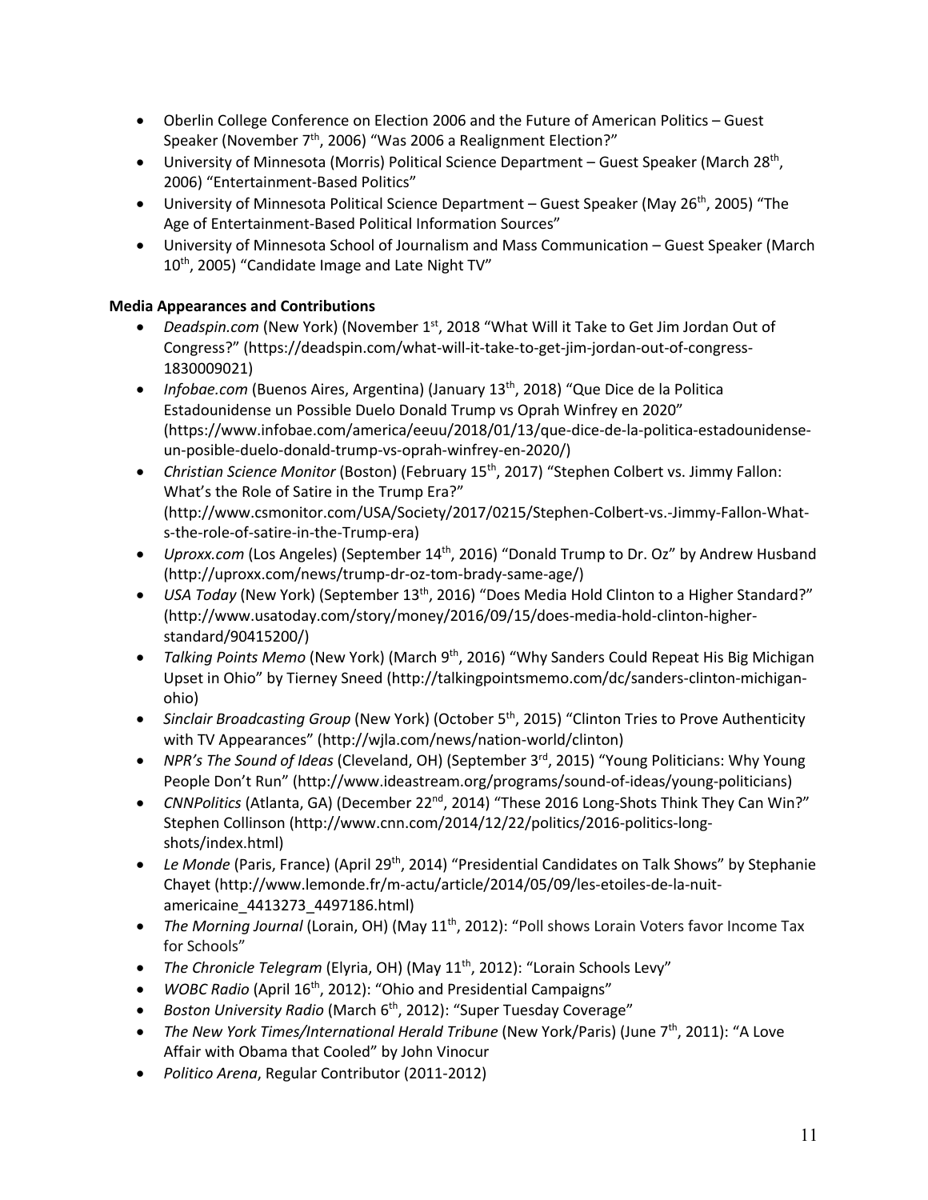- Oberlin College Conference on Election 2006 and the Future of American Politics – Guest Speaker (November 7th, 2006) "Was 2006 a Realignment Election?"
- University of Minnesota (Morris) Political Science Department – Guest Speaker (March 28th, 2006) "Entertainment-Based Politics"
- University of Minnesota Political Science Department – Guest Speaker (May 26th, 2005) "The Age of Entertainment-Based Political Information Sources"
- University of Minnesota School of Journalism and Mass Communication – Guest Speaker (March 10th, 2005) "Candidate Image and Late Night TV"

**Media Appearances and Contributions**

- *Deadspin.com* (New York) (November 1st, 2018 "What Will it Take to Get Jim Jordan Out of Congress?" (https://deadspin.com/what-will-it-take-to-get-jim-jordan-out-of-congress-1830009021)
- *Infobae.com* (Buenos Aires, Argentina) (January 13th, 2018) "Que Dice de la Politica Estadounidense un Possible Duelo Donald Trump vs Oprah Winfrey en 2020" (https://www.infobae.com/america/eeuu/2018/01/13/que-dice-de-la-politica-estadounidense-un-posible-duelo-donald-trump-vs-oprah-winfrey-en-2020/)
- *Christian Science Monitor* (Boston) (February 15th, 2017) "Stephen Colbert vs. Jimmy Fallon: What's the Role of Satire in the Trump Era?" (http://www.csmonitor.com/USA/Society/2017/0215/Stephen-Colbert-vs.-Jimmy-Fallon-What-s-the-role-of-satire-in-the-Trump-era)
- *Uproxx.com* (Los Angeles) (September 14th, 2016) "Donald Trump to Dr. Oz" by Andrew Husband (http://uproxx.com/news/trump-dr-oz-tom-brady-same-age/)
- *USA Today* (New York) (September 13th, 2016) "Does Media Hold Clinton to a Higher Standard?" (http://www.usatoday.com/story/money/2016/09/15/does-media-hold-clinton-higher-standard/90415200/)
- *Talking Points Memo* (New York) (March 9th, 2016) "Why Sanders Could Repeat His Big Michigan Upset in Ohio" by Tierney Sneed (http://talkingpointsmemo.com/dc/sanders-clinton-michigan-ohio)
- *Sinclair Broadcasting Group* (New York) (October 5th, 2015) "Clinton Tries to Prove Authenticity with TV Appearances" (http://wjla.com/news/nation-world/clinton)
- *NPR's The Sound of Ideas* (Cleveland, OH) (September 3rd, 2015) "Young Politicians: Why Young People Don't Run" (http://www.ideastream.org/programs/sound-of-ideas/young-politicians)
- *CNNPolitics* (Atlanta, GA) (December 22nd, 2014) "These 2016 Long-Shots Think They Can Win?" Stephen Collinson (http://www.cnn.com/2014/12/22/politics/2016-politics-long-shots/index.html)
- *Le Monde* (Paris, France) (April 29th, 2014) "Presidential Candidates on Talk Shows" by Stephanie Chayet (http://www.lemonde.fr/m-actu/article/2014/05/09/les-etoiles-de-la-nuit-americaine_4413273_4497186.html)
- *The Morning Journal* (Lorain, OH) (May 11th, 2012): "Poll shows Lorain Voters favor Income Tax for Schools"
- *The Chronicle Telegram* (Elyria, OH) (May 11th, 2012): "Lorain Schools Levy"
- *WOBC Radio* (April 16th, 2012): "Ohio and Presidential Campaigns"
- *Boston University Radio* (March 6th, 2012): "Super Tuesday Coverage"
- *The New York Times/International Herald Tribune* (New York/Paris) (June 7th, 2011): "A Love Affair with Obama that Cooled" by John Vinocur
- *Politico Arena*, Regular Contributor (2011-2012)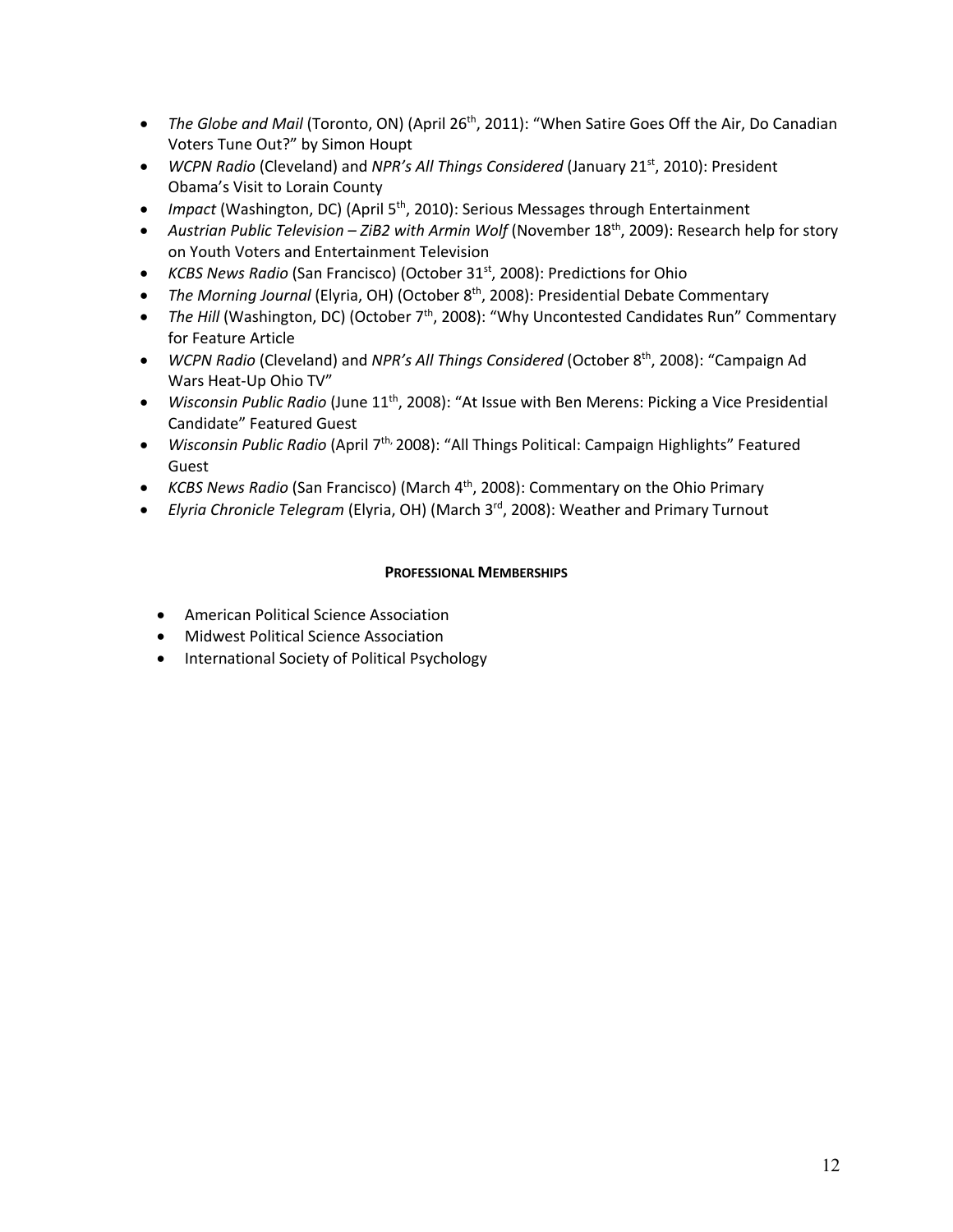- *The Globe and Mail* (Toronto, ON) (April 26th, 2011): "When Satire Goes Off the Air, Do Canadian Voters Tune Out?" by Simon Houpt
- *WCPN Radio* (Cleveland) and *NPR's All Things Considered* (January 21st, 2010): President Obama's Visit to Lorain County
- *Impact* (Washington, DC) (April 5th, 2010): Serious Messages through Entertainment
- *Austrian Public Television – ZiB2 with Armin Wolf* (November 18th, 2009): Research help for story on Youth Voters and Entertainment Television
- *KCBS News Radio* (San Francisco) (October 31st, 2008): Predictions for Ohio
- *The Morning Journal* (Elyria, OH) (October 8th, 2008): Presidential Debate Commentary
- *The Hill* (Washington, DC) (October 7th, 2008): "Why Uncontested Candidates Run" Commentary for Feature Article
- *WCPN Radio* (Cleveland) and *NPR's All Things Considered* (October 8th, 2008): "Campaign Ad Wars Heat-Up Ohio TV"
- *Wisconsin Public Radio* (June 11th, 2008): "At Issue with Ben Merens: Picking a Vice Presidential Candidate" Featured Guest
- *Wisconsin Public Radio* (April 7th, 2008): "All Things Political: Campaign Highlights" Featured Guest
- *KCBS News Radio* (San Francisco) (March 4th, 2008): Commentary on the Ohio Primary
- *Elyria Chronicle Telegram* (Elyria, OH) (March 3rd, 2008): Weather and Primary Turnout

## PROFESSIONAL MEMBERSHIPS

- American Political Science Association
- Midwest Political Science Association
- International Society of Political Psychology